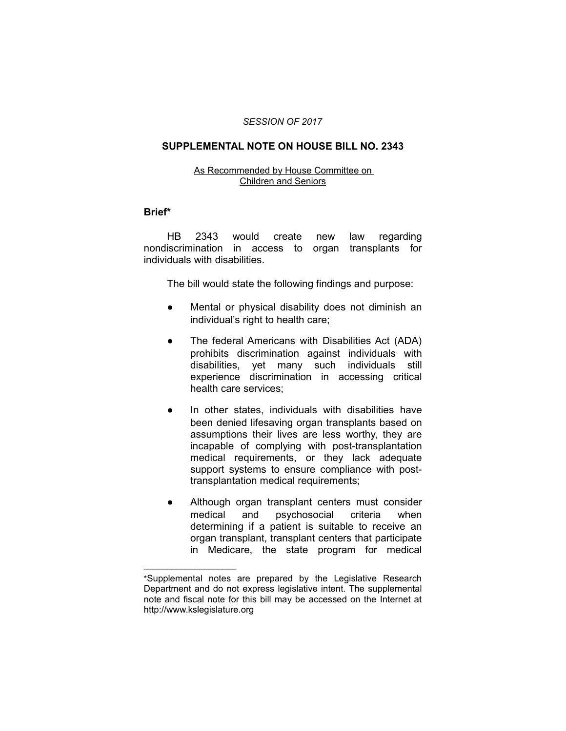*SESSION OF 2017*

## SUPPLEMENTAL NOTE ON HOUSE BILL NO. 2343

As Recommended by House Committee on Children and Seniors

**Brief***

HB 2343 would create new law regarding nondiscrimination in access to organ transplants for individuals with disabilities.

The bill would state the following findings and purpose:

- Mental or physical disability does not diminish an individual's right to health care;
- The federal Americans with Disabilities Act (ADA) prohibits discrimination against individuals with disabilities, yet many such individuals still experience discrimination in accessing critical health care services;
- In other states, individuals with disabilities have been denied lifesaving organ transplants based on assumptions their lives are less worthy, they are incapable of complying with post-transplantation medical requirements, or they lack adequate support systems to ensure compliance with post-transplantation medical requirements;
- Although organ transplant centers must consider medical and psychosocial criteria when determining if a patient is suitable to receive an organ transplant, transplant centers that participate in Medicare, the state program for medical

---

*Supplemental notes are prepared by the Legislative Research Department and do not express legislative intent. The supplemental note and fiscal note for this bill may be accessed on the Internet at http://www.kslegislature.org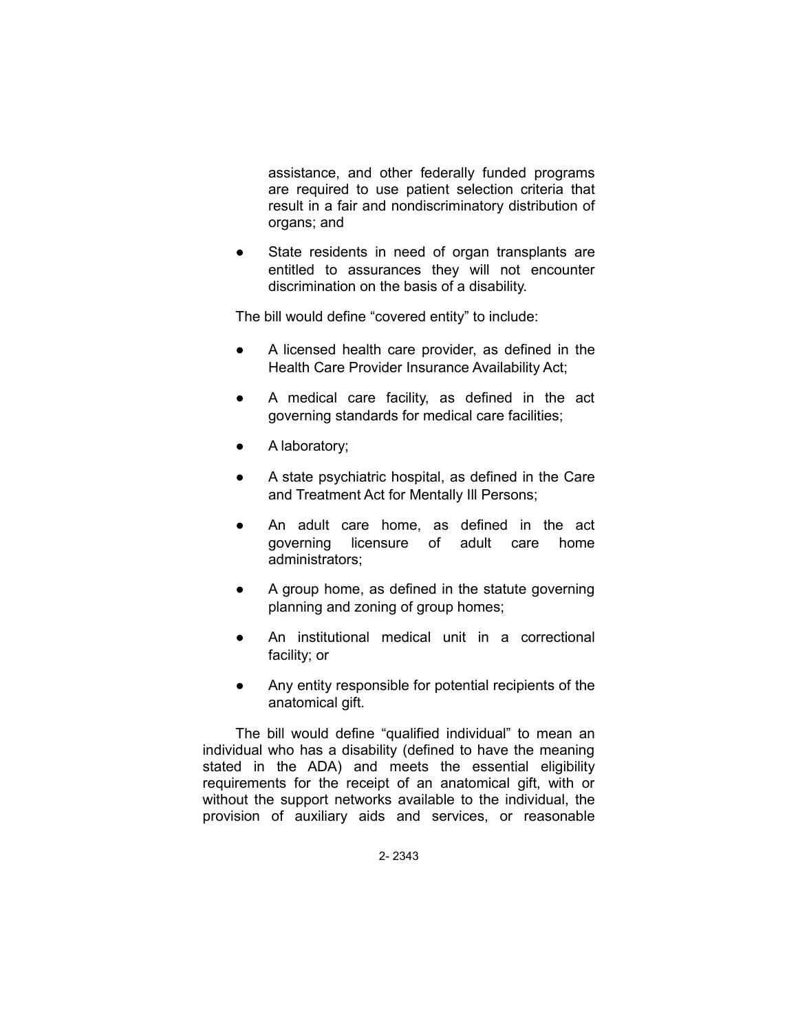assistance, and other federally funded programs are required to use patient selection criteria that result in a fair and nondiscriminatory distribution of organs; and

- State residents in need of organ transplants are entitled to assurances they will not encounter discrimination on the basis of a disability.

The bill would define "covered entity" to include:

- A licensed health care provider, as defined in the Health Care Provider Insurance Availability Act;
- A medical care facility, as defined in the act governing standards for medical care facilities;
- A laboratory;
- A state psychiatric hospital, as defined in the Care and Treatment Act for Mentally Ill Persons;
- An adult care home, as defined in the act governing licensure of adult care home administrators;
- A group home, as defined in the statute governing planning and zoning of group homes;
- An institutional medical unit in a correctional facility; or
- Any entity responsible for potential recipients of the anatomical gift.

The bill would define "qualified individual" to mean an individual who has a disability (defined to have the meaning stated in the ADA) and meets the essential eligibility requirements for the receipt of an anatomical gift, with or without the support networks available to the individual, the provision of auxiliary aids and services, or reasonable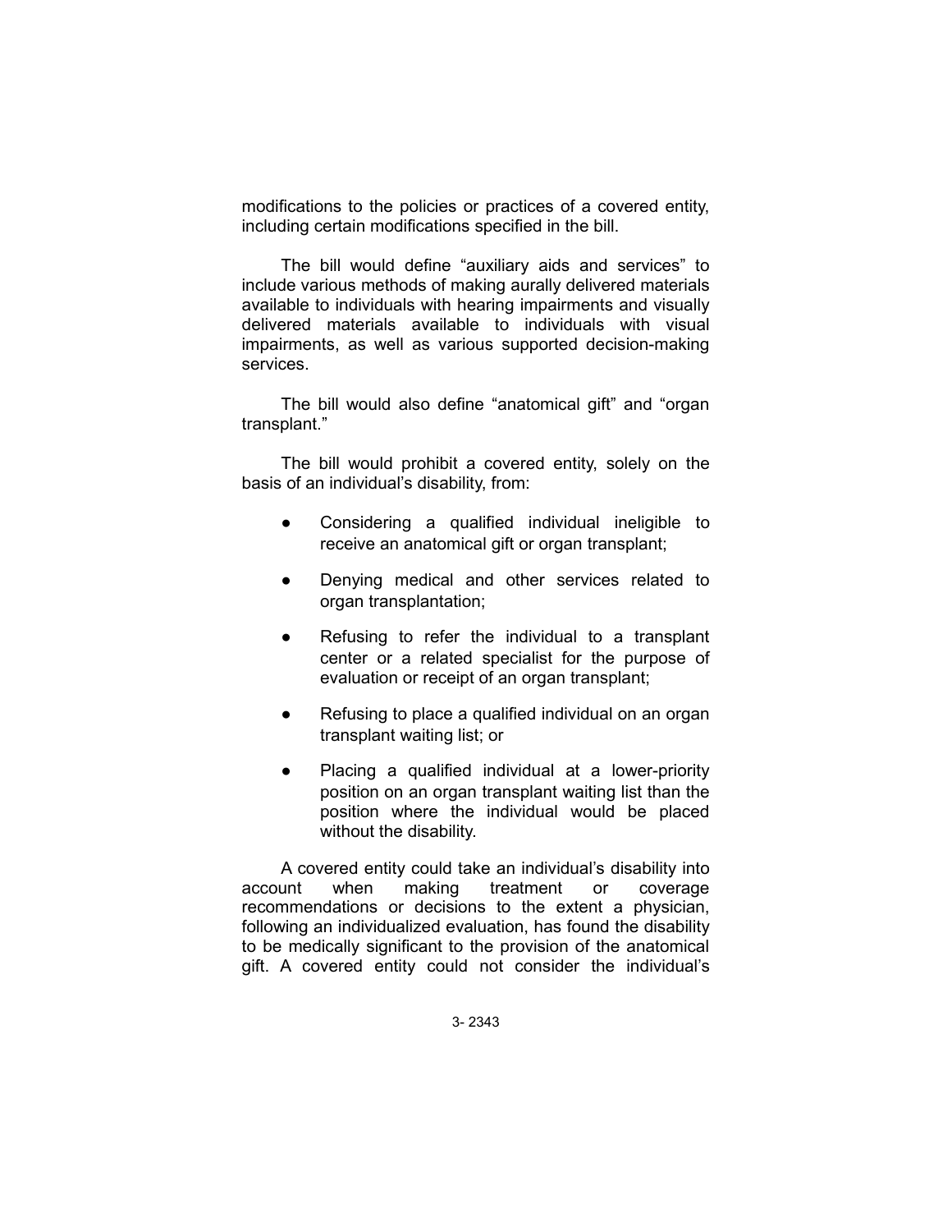modifications to the policies or practices of a covered entity, including certain modifications specified in the bill.

The bill would define "auxiliary aids and services" to include various methods of making aurally delivered materials available to individuals with hearing impairments and visually delivered materials available to individuals with visual impairments, as well as various supported decision-making services.

The bill would also define "anatomical gift" and "organ transplant."

The bill would prohibit a covered entity, solely on the basis of an individual's disability, from:

- Considering a qualified individual ineligible to receive an anatomical gift or organ transplant;
- Denying medical and other services related to organ transplantation;
- Refusing to refer the individual to a transplant center or a related specialist for the purpose of evaluation or receipt of an organ transplant;
- Refusing to place a qualified individual on an organ transplant waiting list; or
- Placing a qualified individual at a lower-priority position on an organ transplant waiting list than the position where the individual would be placed without the disability.

A covered entity could take an individual's disability into account when making treatment or coverage recommendations or decisions to the extent a physician, following an individualized evaluation, has found the disability to be medically significant to the provision of the anatomical gift. A covered entity could not consider the individual's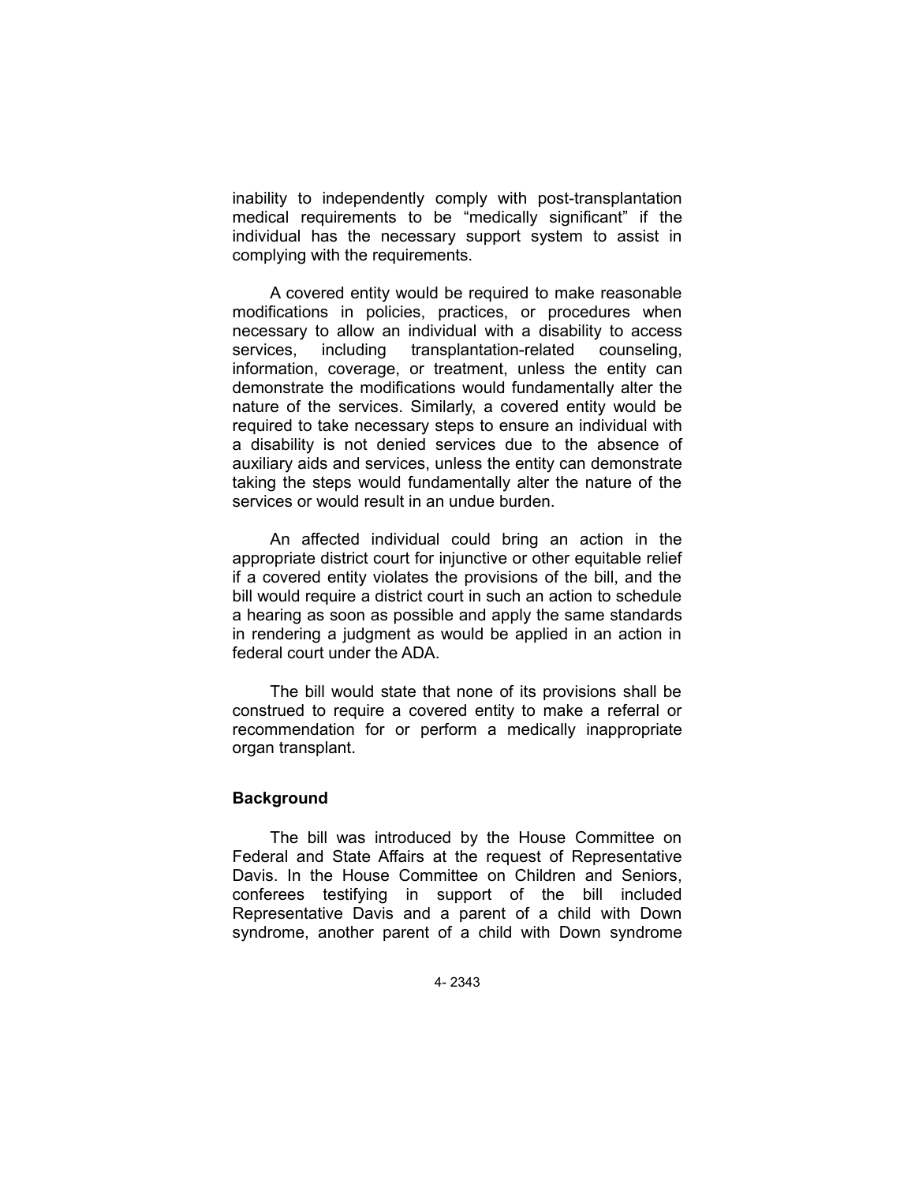inability to independently comply with post-transplantation medical requirements to be “medically significant” if the individual has the necessary support system to assist in complying with the requirements.

A covered entity would be required to make reasonable modifications in policies, practices, or procedures when necessary to allow an individual with a disability to access services, including transplantation-related counseling, information, coverage, or treatment, unless the entity can demonstrate the modifications would fundamentally alter the nature of the services. Similarly, a covered entity would be required to take necessary steps to ensure an individual with a disability is not denied services due to the absence of auxiliary aids and services, unless the entity can demonstrate taking the steps would fundamentally alter the nature of the services or would result in an undue burden.

An affected individual could bring an action in the appropriate district court for injunctive or other equitable relief if a covered entity violates the provisions of the bill, and the bill would require a district court in such an action to schedule a hearing as soon as possible and apply the same standards in rendering a judgment as would be applied in an action in federal court under the ADA.

The bill would state that none of its provisions shall be construed to require a covered entity to make a referral or recommendation for or perform a medically inappropriate organ transplant.

## Background

The bill was introduced by the House Committee on Federal and State Affairs at the request of Representative Davis. In the House Committee on Children and Seniors, conferees testifying in support of the bill included Representative Davis and a parent of a child with Down syndrome, another parent of a child with Down syndrome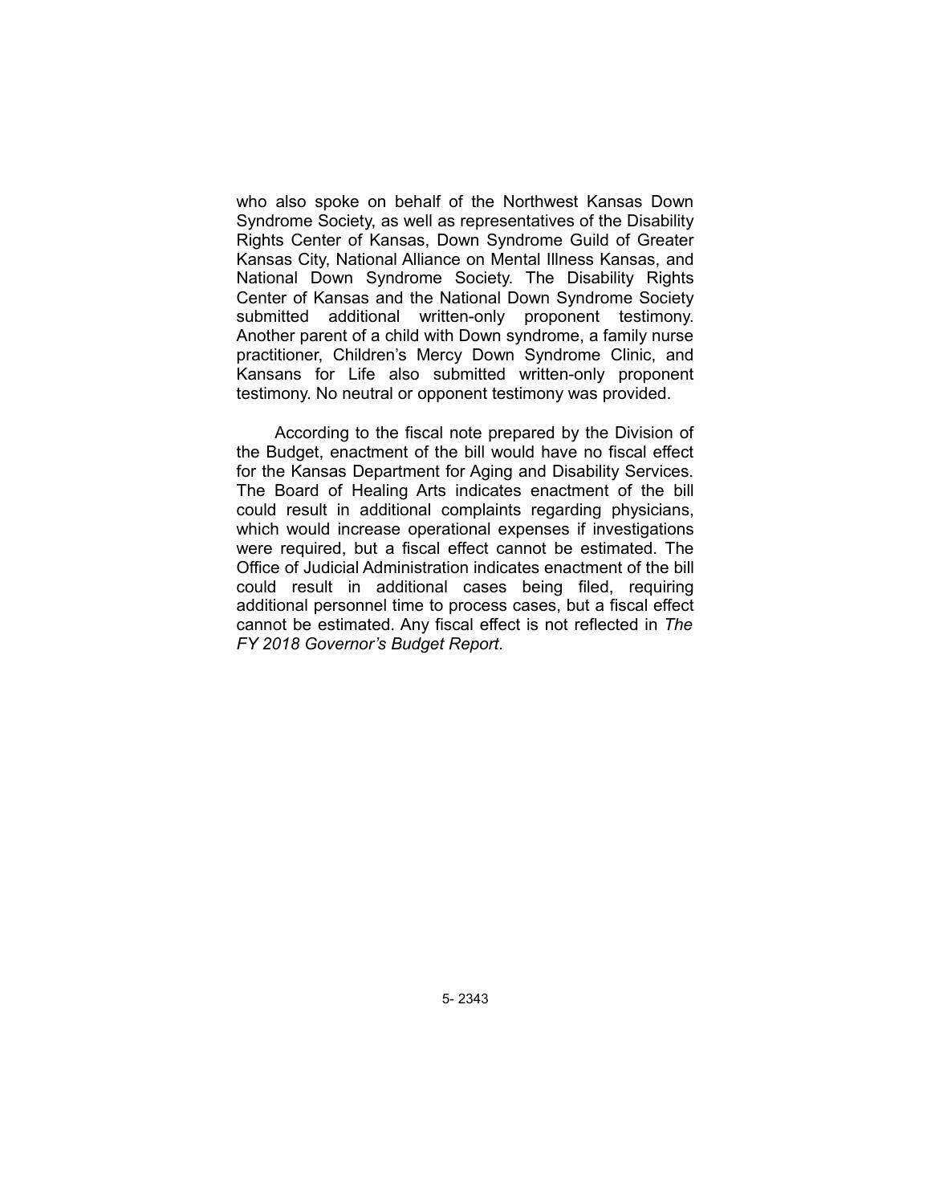who also spoke on behalf of the Northwest Kansas Down Syndrome Society, as well as representatives of the Disability Rights Center of Kansas, Down Syndrome Guild of Greater Kansas City, National Alliance on Mental Illness Kansas, and National Down Syndrome Society. The Disability Rights Center of Kansas and the National Down Syndrome Society submitted additional written-only proponent testimony. Another parent of a child with Down syndrome, a family nurse practitioner, Children's Mercy Down Syndrome Clinic, and Kansans for Life also submitted written-only proponent testimony. No neutral or opponent testimony was provided.

According to the fiscal note prepared by the Division of the Budget, enactment of the bill would have no fiscal effect for the Kansas Department for Aging and Disability Services. The Board of Healing Arts indicates enactment of the bill could result in additional complaints regarding physicians, which would increase operational expenses if investigations were required, but a fiscal effect cannot be estimated. The Office of Judicial Administration indicates enactment of the bill could result in additional cases being filed, requiring additional personnel time to process cases, but a fiscal effect cannot be estimated. Any fiscal effect is not reflected in *The FY 2018 Governor's Budget Report*.